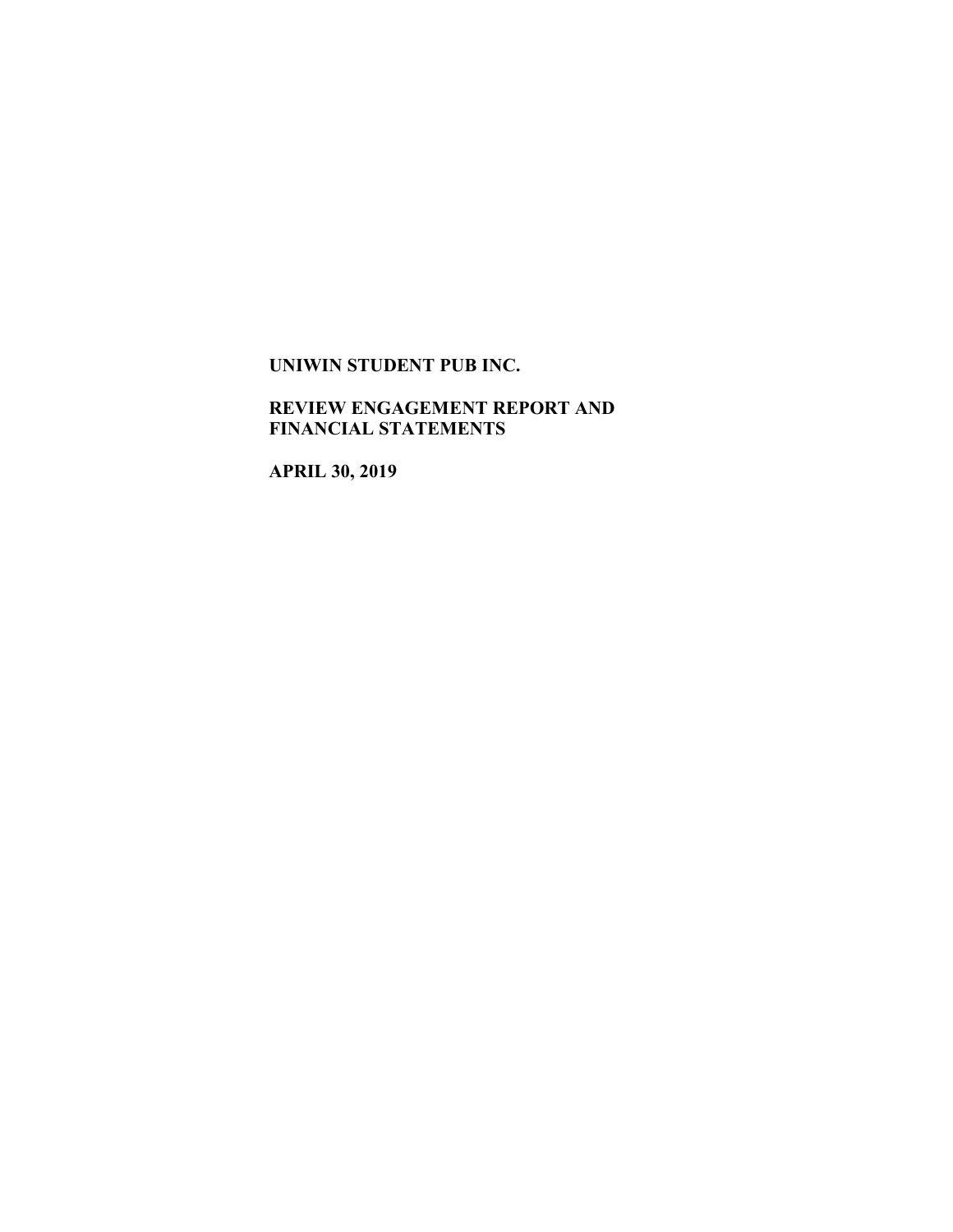**UNIWIN STUDENT PUB INC.**

**REVIEW ENGAGEMENT REPORT AND FINANCIAL STATEMENTS**

**APRIL 30, 2019**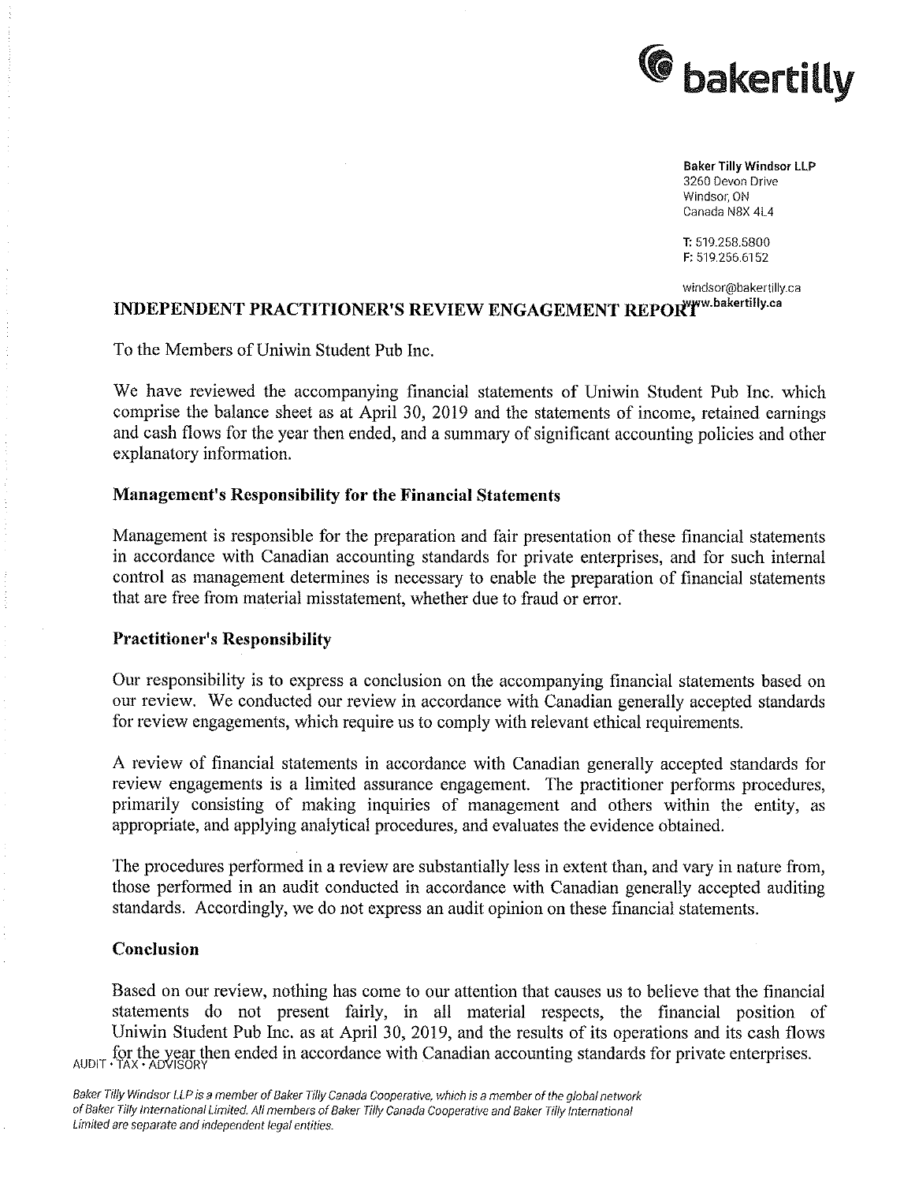bakertilly

**Baker Tilly Windsor LLP**
3260 Devon Drive
Windsor, ON
Canada N8X 4L4

T: 519.258.5800
F: 519.256.6152

windsor@bakertilly.ca
www.bakertilly.ca

# INDEPENDENT PRACTITIONER'S REVIEW ENGAGEMENT REPORT

To the Members of Uniwin Student Pub Inc.

We have reviewed the accompanying financial statements of Uniwin Student Pub Inc. which comprise the balance sheet as at April 30, 2019 and the statements of income, retained earnings and cash flows for the year then ended, and a summary of significant accounting policies and other explanatory information.

## Management's Responsibility for the Financial Statements

Management is responsible for the preparation and fair presentation of these financial statements in accordance with Canadian accounting standards for private enterprises, and for such internal control as management determines is necessary to enable the preparation of financial statements that are free from material misstatement, whether due to fraud or error.

## Practitioner's Responsibility

Our responsibility is to express a conclusion on the accompanying financial statements based on our review. We conducted our review in accordance with Canadian generally accepted standards for review engagements, which require us to comply with relevant ethical requirements.

A review of financial statements in accordance with Canadian generally accepted standards for review engagements is a limited assurance engagement. The practitioner performs procedures, primarily consisting of making inquiries of management and others within the entity, as appropriate, and applying analytical procedures, and evaluates the evidence obtained.

The procedures performed in a review are substantially less in extent than, and vary in nature from, those performed in an audit conducted in accordance with Canadian generally accepted auditing standards. Accordingly, we do not express an audit opinion on these financial statements.

## Conclusion

Based on our review, nothing has come to our attention that causes us to believe that the financial statements do not present fairly, in all material respects, the financial position of Uniwin Student Pub Inc. as at April 30, 2019, and the results of its operations and its cash flows for the year then ended in accordance with Canadian accounting standards for private enterprises.

AUDIT • TAX • ADVISORY

*Baker Tilly Windsor LLP is a member of Baker Tilly Canada Cooperative, which is a member of the global network of Baker Tilly International Limited. All members of Baker Tilly Canada Cooperative and Baker Tilly International Limited are separate and independent legal entities.*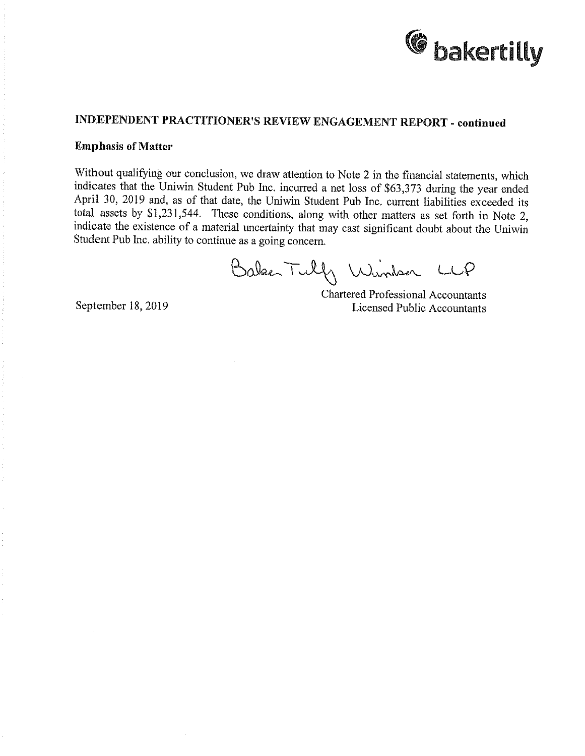## INDEPENDENT PRACTITIONER'S REVIEW ENGAGEMENT REPORT - continued

### Emphasis of Matter

Without qualifying our conclusion, we draw attention to Note 2 in the financial statements, which indicates that the Uniwin Student Pub Inc. incurred a net loss of $63,373 during the year ended April 30, 2019 and, as of that date, the Uniwin Student Pub Inc. current liabilities exceeded its total assets by $1,231,544. These conditions, along with other matters as set forth in Note 2, indicate the existence of a material uncertainty that may cast significant doubt about the Uniwin Student Pub Inc. ability to continue as a going concern.

Baker Tilly Windsor LLP

Chartered Professional Accountants
Licensed Public Accountants

September 18, 2019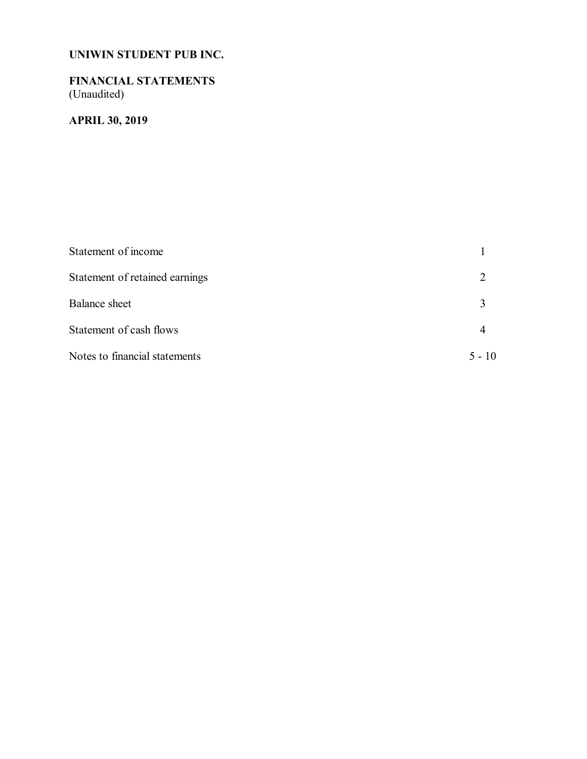**UNIWIN STUDENT PUB INC.**

**FINANCIAL STATEMENTS**
(Unaudited)

**APRIL 30, 2019**

| | |
|---|---|
| Statement of income | 1 |
| Statement of retained earnings | 2 |
| Balance sheet | 3 |
| Statement of cash flows | 4 |
| Notes to financial statements | 5 - 10 |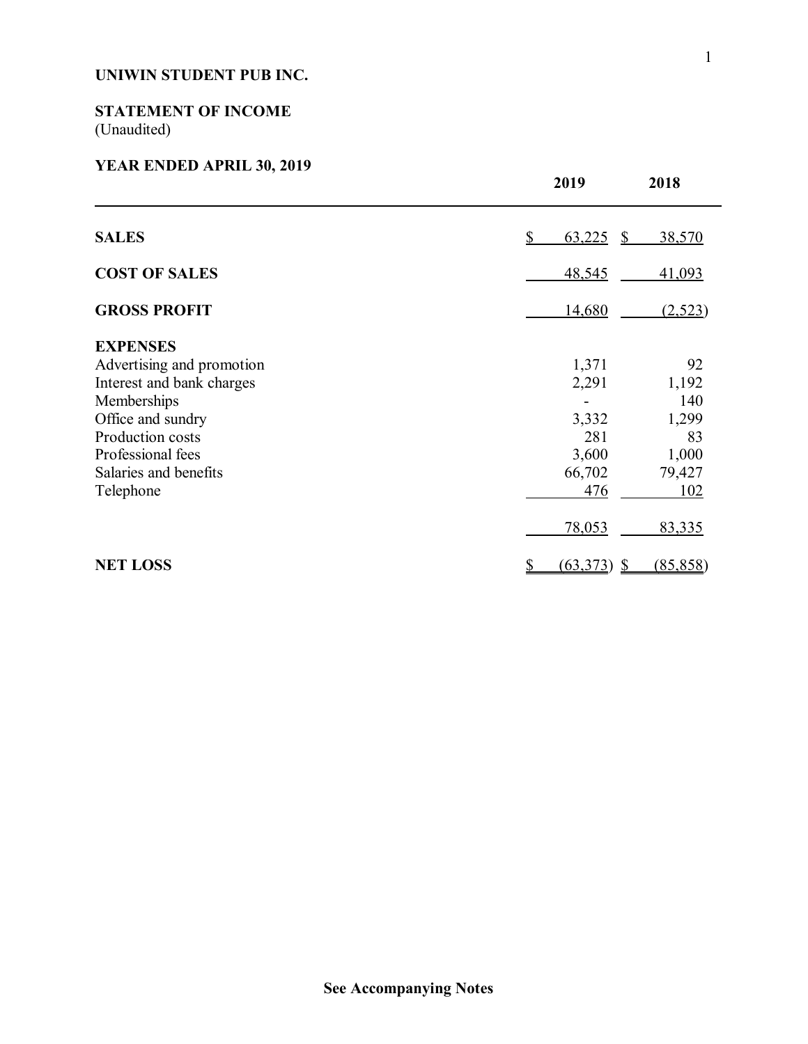**UNIWIN STUDENT PUB INC.**

**STATEMENT OF INCOME**
(Unaudited)

**YEAR ENDED APRIL 30, 2019**

| | 2019 | 2018 |
|---|---|---|
| **SALES** | $ 63,225 | $ 38,570 |
| **COST OF SALES** | 48,545 | 41,093 |
| **GROSS PROFIT** | 14,680 | (2,523) |
| **EXPENSES** | | |
| Advertising and promotion | 1,371 | 92 |
| Interest and bank charges | 2,291 | 1,192 |
| Memberships | - | 140 |
| Office and sundry | 3,332 | 1,299 |
| Production costs | 281 | 83 |
| Professional fees | 3,600 | 1,000 |
| Salaries and benefits | 66,702 | 79,427 |
| Telephone | 476 | 102 |
| | 78,053 | 83,335 |
| **NET LOSS** | $ (63,373) | $ (85,858) |

**See Accompanying Notes**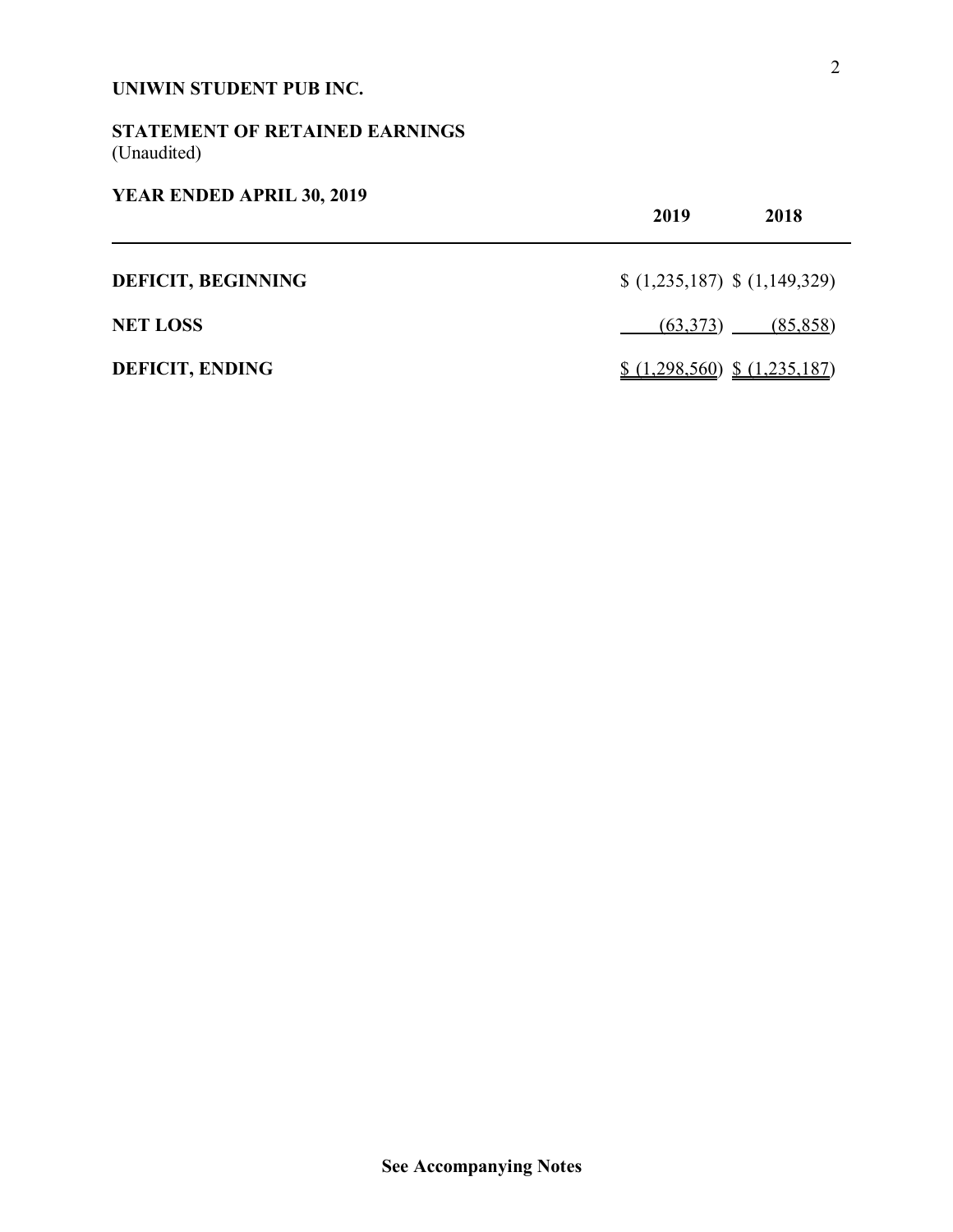**UNIWIN STUDENT PUB INC.**

**STATEMENT OF RETAINED EARNINGS**
(Unaudited)

**YEAR ENDED APRIL 30, 2019**

| | 2019 | 2018 |
|---|---|---|
| **DEFICIT, BEGINNING** | $ (1,235,187) | $ (1,149,329) |
| **NET LOSS** | (63,373) | (85,858) |
| **DEFICIT, ENDING** | $ (1,298,560) | $ (1,235,187) |

**See Accompanying Notes**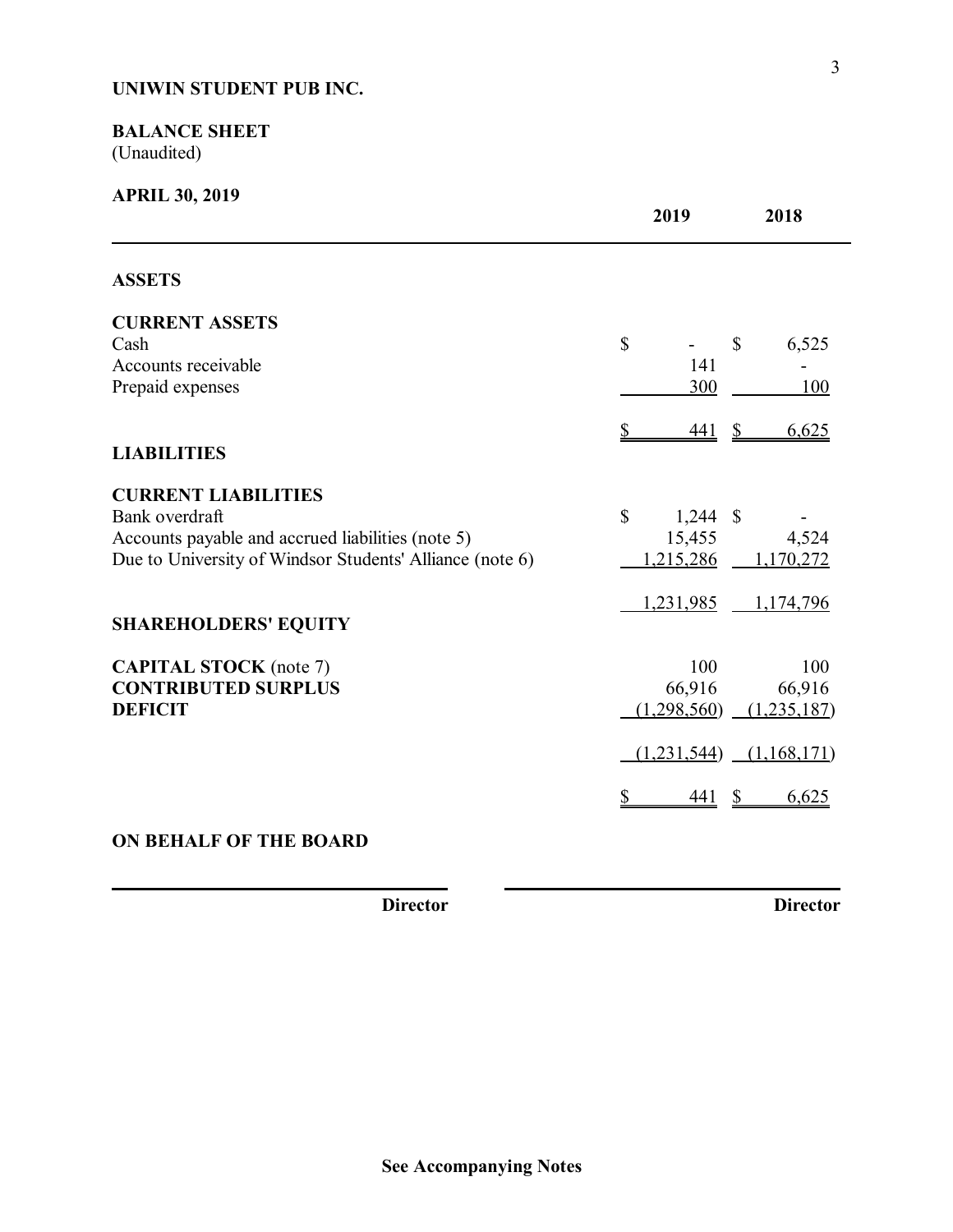**UNIWIN STUDENT PUB INC.**

**BALANCE SHEET**
(Unaudited)

**APRIL 30, 2019**

| | 2019 | 2018 |
|---|---|---|
| **ASSETS** | | |
| **CURRENT ASSETS** | | |
| Cash | $ - | $ 6,525 |
| Accounts receivable | 141 | - |
| Prepaid expenses | 300 | 100 |
| | $ 441 | $ 6,625 |
| **LIABILITIES** | | |
| **CURRENT LIABILITIES** | | |
| Bank overdraft | $ 1,244 | $ - |
| Accounts payable and accrued liabilities (note 5) | 15,455 | 4,524 |
| Due to University of Windsor Students' Alliance (note 6) | 1,215,286 | 1,170,272 |
| | 1,231,985 | 1,174,796 |
| **SHAREHOLDERS' EQUITY** | | |
| **CAPITAL STOCK** (note 7) | 100 | 100 |
| **CONTRIBUTED SURPLUS** | 66,916 | 66,916 |
| **DEFICIT** | (1,298,560) | (1,235,187) |
| | (1,231,544) | (1,168,171) |
| | $ 441 | $ 6,625 |

**ON BEHALF OF THE BOARD**

**Director** **Director**

**See Accompanying Notes**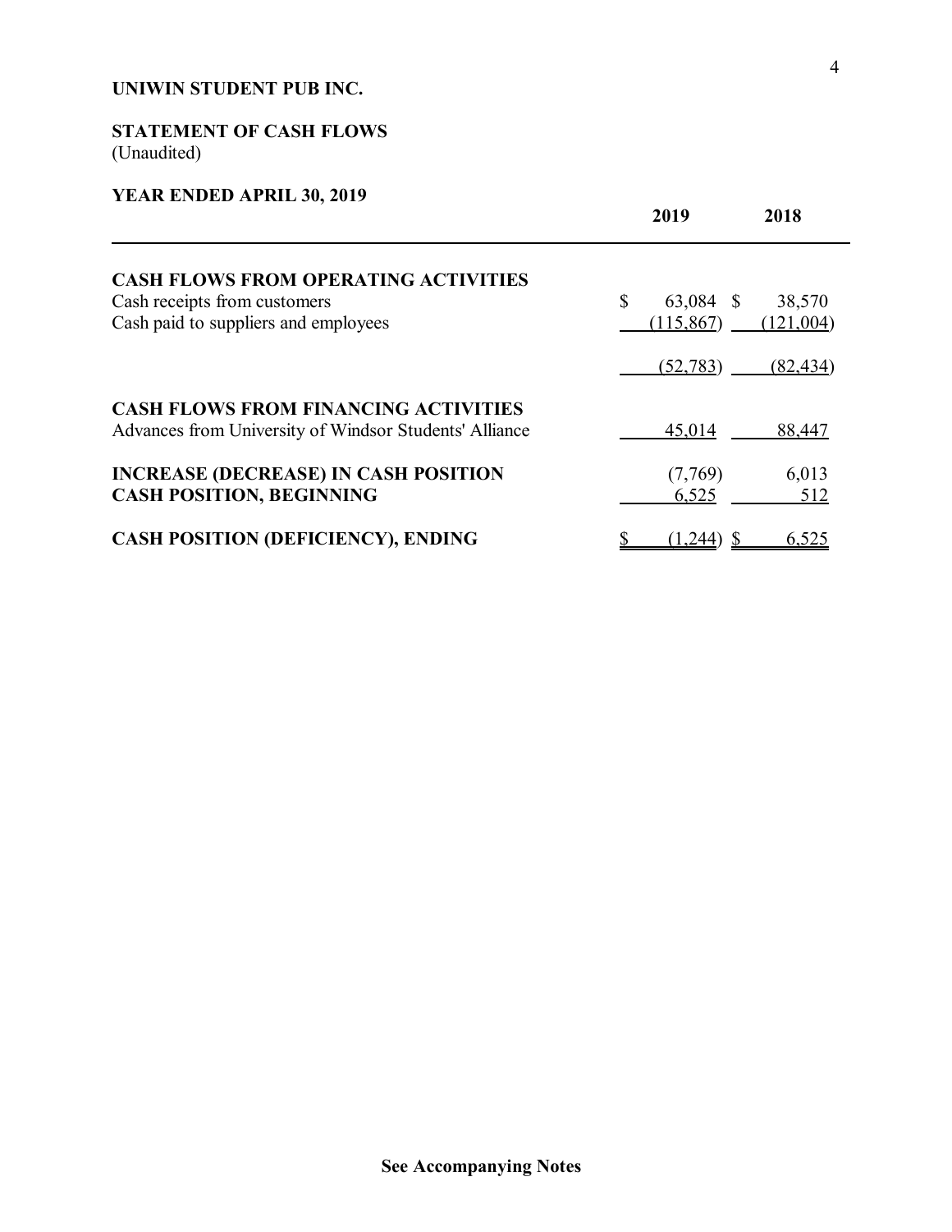**UNIWIN STUDENT PUB INC.**

**STATEMENT OF CASH FLOWS**
(Unaudited)

**YEAR ENDED APRIL 30, 2019**

| | 2019 | 2018 |
|---|---|---|
| **CASH FLOWS FROM OPERATING ACTIVITIES** | | |
| Cash receipts from customers | $ 63,084 | $ 38,570 |
| Cash paid to suppliers and employees | (115,867) | (121,004) |
| | (52,783) | (82,434) |
| **CASH FLOWS FROM FINANCING ACTIVITIES** | | |
| Advances from University of Windsor Students' Alliance | 45,014 | 88,447 |
| **INCREASE (DECREASE) IN CASH POSITION** | (7,769) | 6,013 |
| **CASH POSITION, BEGINNING** | 6,525 | 512 |
| **CASH POSITION (DEFICIENCY), ENDING** | $ (1,244) | $ 6,525 |

**See Accompanying Notes**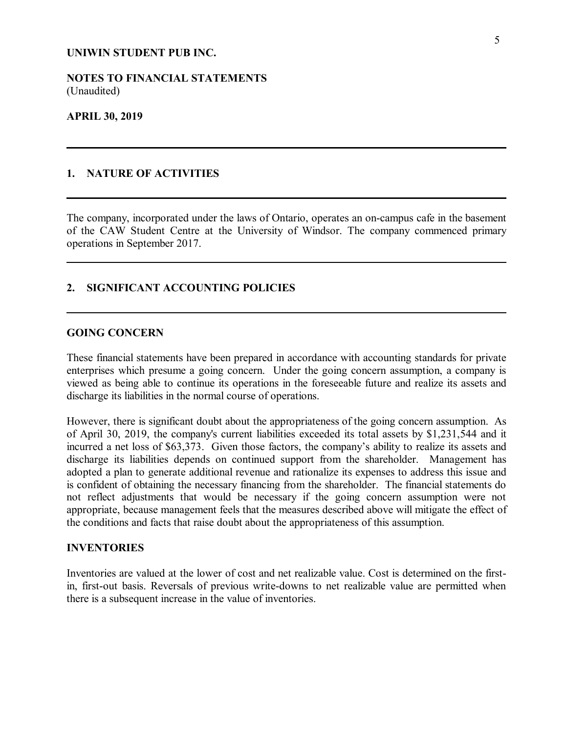**UNIWIN STUDENT PUB INC.**

**NOTES TO FINANCIAL STATEMENTS**
(Unaudited)

**APRIL 30, 2019**

## 1. NATURE OF ACTIVITIES

The company, incorporated under the laws of Ontario, operates an on-campus cafe in the basement of the CAW Student Centre at the University of Windsor. The company commenced primary operations in September 2017.

## 2. SIGNIFICANT ACCOUNTING POLICIES

### GOING CONCERN

These financial statements have been prepared in accordance with accounting standards for private enterprises which presume a going concern. Under the going concern assumption, a company is viewed as being able to continue its operations in the foreseeable future and realize its assets and discharge its liabilities in the normal course of operations.

However, there is significant doubt about the appropriateness of the going concern assumption. As of April 30, 2019, the company's current liabilities exceeded its total assets by $1,231,544 and it incurred a net loss of $63,373. Given those factors, the company's ability to realize its assets and discharge its liabilities depends on continued support from the shareholder. Management has adopted a plan to generate additional revenue and rationalize its expenses to address this issue and is confident of obtaining the necessary financing from the shareholder. The financial statements do not reflect adjustments that would be necessary if the going concern assumption were not appropriate, because management feels that the measures described above will mitigate the effect of the conditions and facts that raise doubt about the appropriateness of this assumption.

### INVENTORIES

Inventories are valued at the lower of cost and net realizable value. Cost is determined on the first-in, first-out basis. Reversals of previous write-downs to net realizable value are permitted when there is a subsequent increase in the value of inventories.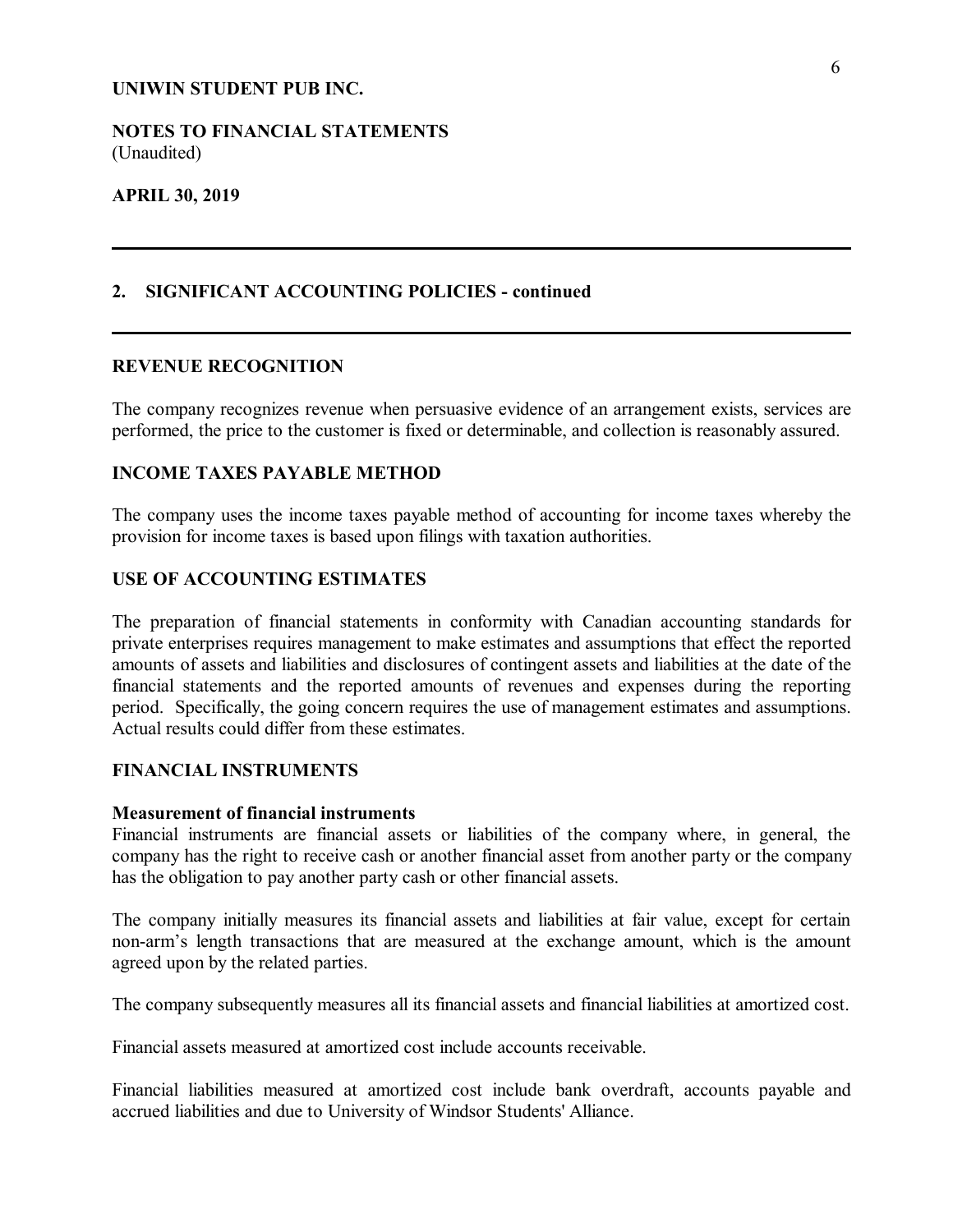**UNIWIN STUDENT PUB INC.**

**NOTES TO FINANCIAL STATEMENTS**
(Unaudited)

**APRIL 30, 2019**

## 2. SIGNIFICANT ACCOUNTING POLICIES - continued

### REVENUE RECOGNITION

The company recognizes revenue when persuasive evidence of an arrangement exists, services are performed, the price to the customer is fixed or determinable, and collection is reasonably assured.

### INCOME TAXES PAYABLE METHOD

The company uses the income taxes payable method of accounting for income taxes whereby the provision for income taxes is based upon filings with taxation authorities.

### USE OF ACCOUNTING ESTIMATES

The preparation of financial statements in conformity with Canadian accounting standards for private enterprises requires management to make estimates and assumptions that effect the reported amounts of assets and liabilities and disclosures of contingent assets and liabilities at the date of the financial statements and the reported amounts of revenues and expenses during the reporting period. Specifically, the going concern requires the use of management estimates and assumptions. Actual results could differ from these estimates.

### FINANCIAL INSTRUMENTS

**Measurement of financial instruments**

Financial instruments are financial assets or liabilities of the company where, in general, the company has the right to receive cash or another financial asset from another party or the company has the obligation to pay another party cash or other financial assets.

The company initially measures its financial assets and liabilities at fair value, except for certain non-arm's length transactions that are measured at the exchange amount, which is the amount agreed upon by the related parties.

The company subsequently measures all its financial assets and financial liabilities at amortized cost.

Financial assets measured at amortized cost include accounts receivable.

Financial liabilities measured at amortized cost include bank overdraft, accounts payable and accrued liabilities and due to University of Windsor Students' Alliance.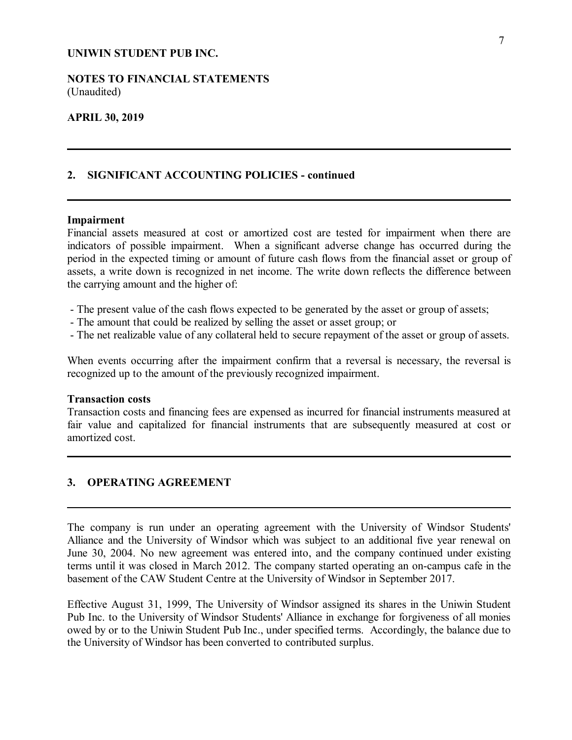UNIWIN STUDENT PUB INC.

NOTES TO FINANCIAL STATEMENTS
(Unaudited)

APRIL 30, 2019

## 2. SIGNIFICANT ACCOUNTING POLICIES - continued

**Impairment**
Financial assets measured at cost or amortized cost are tested for impairment when there are indicators of possible impairment. When a significant adverse change has occurred during the period in the expected timing or amount of future cash flows from the financial asset or group of assets, a write down is recognized in net income. The write down reflects the difference between the carrying amount and the higher of:

- The present value of the cash flows expected to be generated by the asset or group of assets;
- The amount that could be realized by selling the asset or asset group; or
- The net realizable value of any collateral held to secure repayment of the asset or group of assets.

When events occurring after the impairment confirm that a reversal is necessary, the reversal is recognized up to the amount of the previously recognized impairment.

**Transaction costs**
Transaction costs and financing fees are expensed as incurred for financial instruments measured at fair value and capitalized for financial instruments that are subsequently measured at cost or amortized cost.

## 3. OPERATING AGREEMENT

The company is run under an operating agreement with the University of Windsor Students' Alliance and the University of Windsor which was subject to an additional five year renewal on June 30, 2004. No new agreement was entered into, and the company continued under existing terms until it was closed in March 2012. The company started operating an on-campus cafe in the basement of the CAW Student Centre at the University of Windsor in September 2017.

Effective August 31, 1999, The University of Windsor assigned its shares in the Uniwin Student Pub Inc. to the University of Windsor Students' Alliance in exchange for forgiveness of all monies owed by or to the Uniwin Student Pub Inc., under specified terms. Accordingly, the balance due to the University of Windsor has been converted to contributed surplus.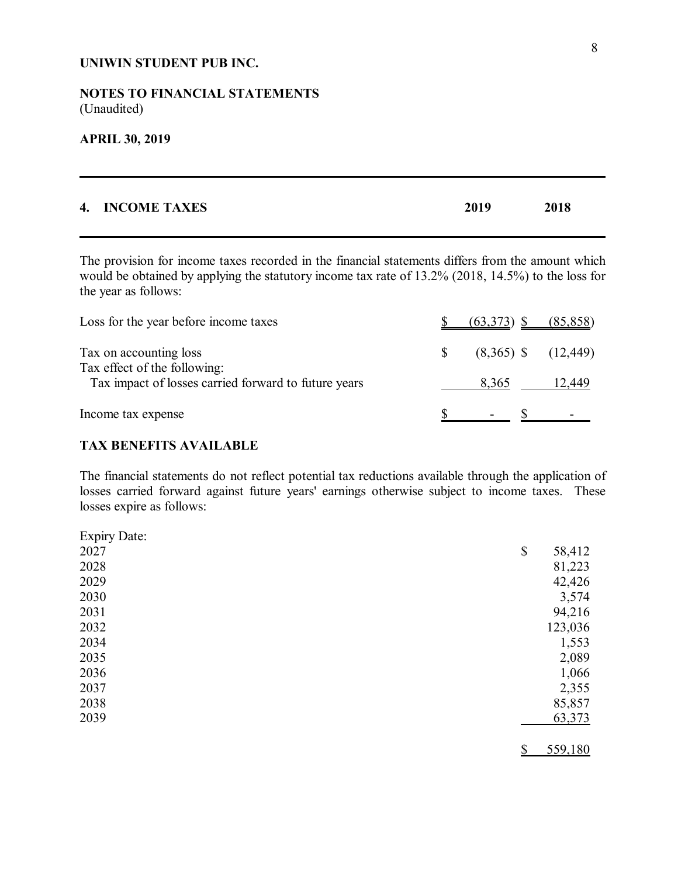**UNIWIN STUDENT PUB INC.**

**NOTES TO FINANCIAL STATEMENTS**
(Unaudited)

**APRIL 30, 2019**

## 4. INCOME TAXES

The provision for income taxes recorded in the financial statements differs from the amount which would be obtained by applying the statutory income tax rate of 13.2% (2018, 14.5%) to the loss for the year as follows:

| | 2019 | 2018 |
|---|---|---|
| Loss for the year before income taxes | $ (63,373) | $ (85,858) |
| Tax on accounting loss | $ (8,365) | $ (12,449) |
| Tax effect of the following: | | |
| Tax impact of losses carried forward to future years | 8,365 | 12,449 |
| Income tax expense | $ - | $ - |

### TAX BENEFITS AVAILABLE

The financial statements do not reflect potential tax reductions available through the application of losses carried forward against future years' earnings otherwise subject to income taxes. These losses expire as follows:

| Expiry Date: | |
|---|---|
| 2027 | $ 58,412 |
| 2028 | 81,223 |
| 2029 | 42,426 |
| 2030 | 3,574 |
| 2031 | 94,216 |
| 2032 | 123,036 |
| 2034 | 1,553 |
| 2035 | 2,089 |
| 2036 | 1,066 |
| 2037 | 2,355 |
| 2038 | 85,857 |
| 2039 | 63,373 |
| | $ 559,180 |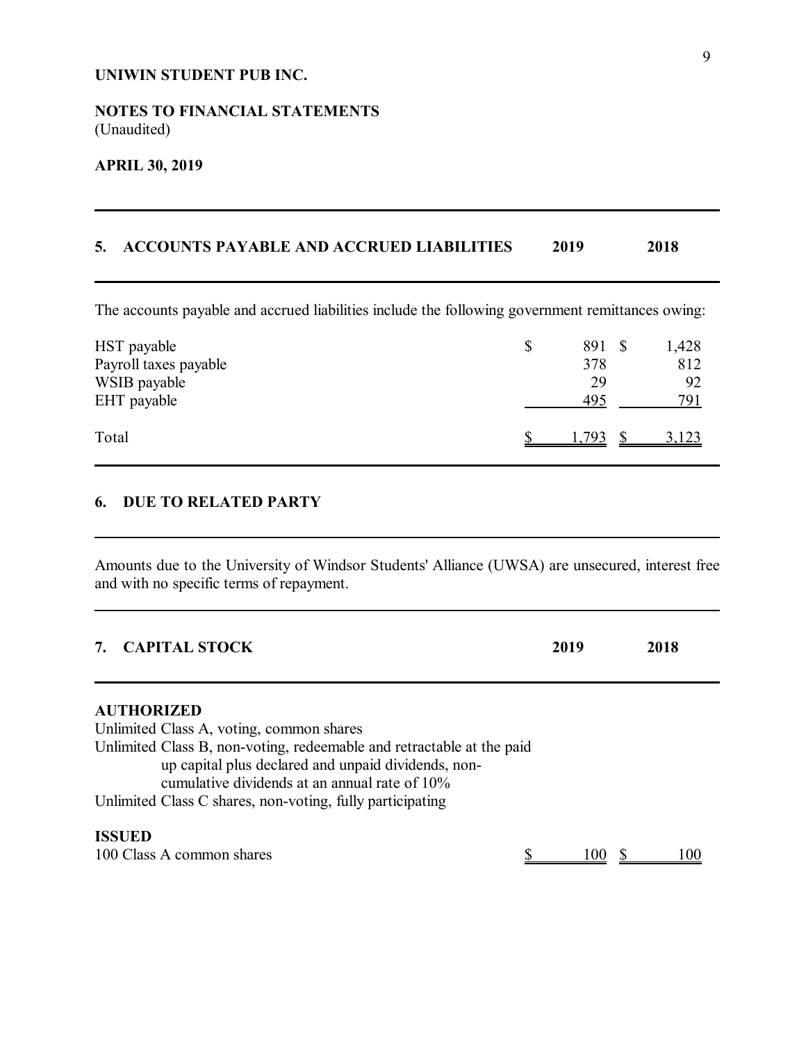**UNIWIN STUDENT PUB INC.**

**NOTES TO FINANCIAL STATEMENTS**
(Unaudited)

**APRIL 30, 2019**

## 5. ACCOUNTS PAYABLE AND ACCRUED LIABILITIES

The accounts payable and accrued liabilities include the following government remittances owing:

| | 2019 | 2018 |
|---|---|---|
| HST payable | $ 891 | $ 1,428 |
| Payroll taxes payable | 378 | 812 |
| WSIB payable | 29 | 92 |
| EHT payable | 495 | 791 |
| Total | $ 1,793 | $ 3,123 |

## 6. DUE TO RELATED PARTY

Amounts due to the University of Windsor Students' Alliance (UWSA) are unsecured, interest free and with no specific terms of repayment.

## 7. CAPITAL STOCK

**AUTHORIZED**

Unlimited Class A, voting, common shares
Unlimited Class B, non-voting, redeemable and retractable at the paid up capital plus declared and unpaid dividends, non-cumulative dividends at an annual rate of 10%
Unlimited Class C shares, non-voting, fully participating

**ISSUED**

| | 2019 | 2018 |
|---|---|---|
| 100 Class A common shares | $ 100 | $ 100 |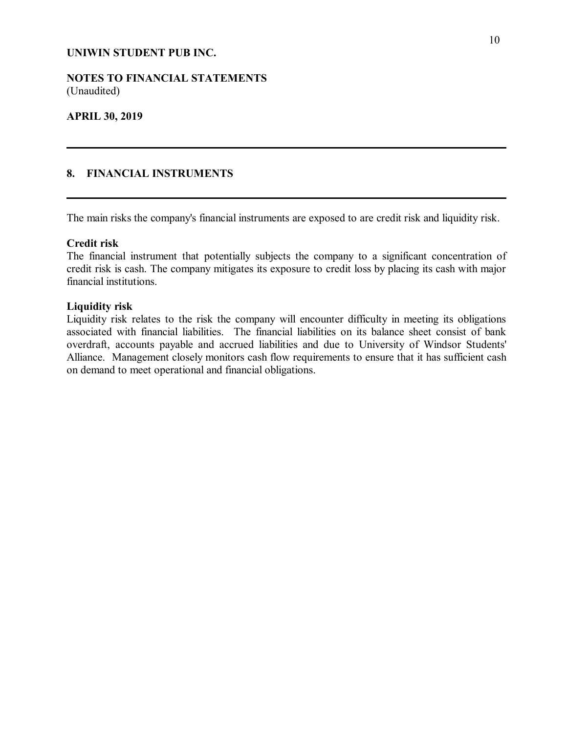UNIWIN STUDENT PUB INC.

NOTES TO FINANCIAL STATEMENTS
(Unaudited)

APRIL 30, 2019

## 8. FINANCIAL INSTRUMENTS

The main risks the company's financial instruments are exposed to are credit risk and liquidity risk.

**Credit risk**
The financial instrument that potentially subjects the company to a significant concentration of credit risk is cash. The company mitigates its exposure to credit loss by placing its cash with major financial institutions.

**Liquidity risk**
Liquidity risk relates to the risk the company will encounter difficulty in meeting its obligations associated with financial liabilities. The financial liabilities on its balance sheet consist of bank overdraft, accounts payable and accrued liabilities and due to University of Windsor Students' Alliance. Management closely monitors cash flow requirements to ensure that it has sufficient cash on demand to meet operational and financial obligations.